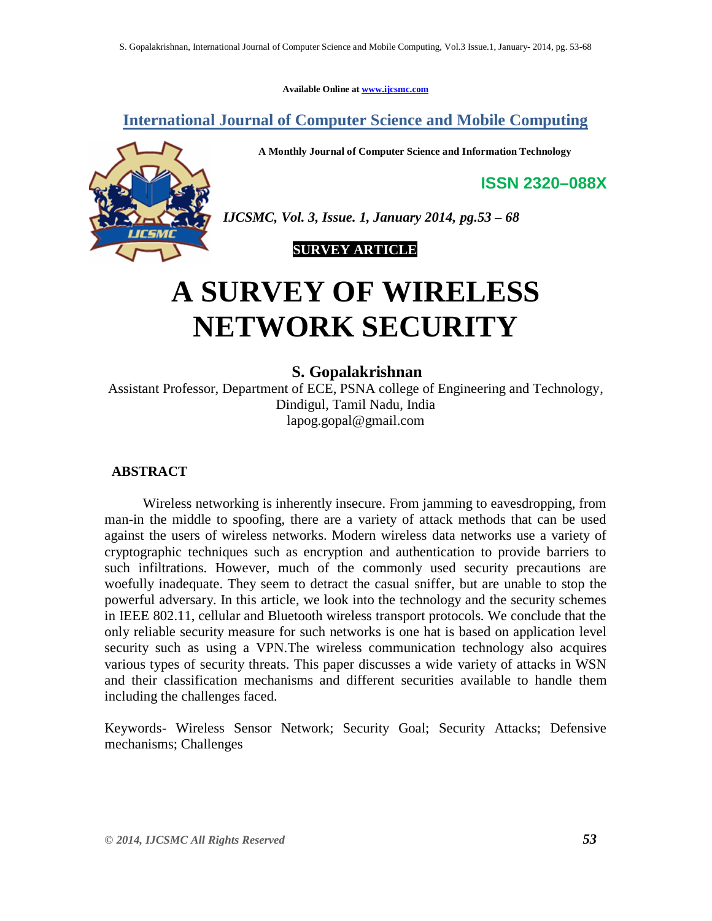Available Online at www.ijcsmc.com

**International Journal of Computer Science and Mobile Computing**

**A Monthly Journal of Computer Science and Information Technology**

**ISSN 2320–088X**

***IJCSMC, Vol. 3, Issue. 1, January 2014, pg.53 – 68***

**SURVEY ARTICLE**

# A SURVEY OF WIRELESS NETWORK SECURITY

**S. Gopalakrishnan**

Assistant Professor, Department of ECE, PSNA college of Engineering and Technology, Dindigul, Tamil Nadu, India
lapog.gopal@gmail.com

## ABSTRACT

Wireless networking is inherently insecure. From jamming to eavesdropping, from man-in the middle to spoofing, there are a variety of attack methods that can be used against the users of wireless networks. Modern wireless data networks use a variety of cryptographic techniques such as encryption and authentication to provide barriers to such infiltrations. However, much of the commonly used security precautions are woefully inadequate. They seem to detract the casual sniffer, but are unable to stop the powerful adversary. In this article, we look into the technology and the security schemes in IEEE 802.11, cellular and Bluetooth wireless transport protocols. We conclude that the only reliable security measure for such networks is one hat is based on application level security such as using a VPN.The wireless communication technology also acquires various types of security threats. This paper discusses a wide variety of attacks in WSN and their classification mechanisms and different securities available to handle them including the challenges faced.

Keywords- Wireless Sensor Network; Security Goal; Security Attacks; Defensive mechanisms; Challenges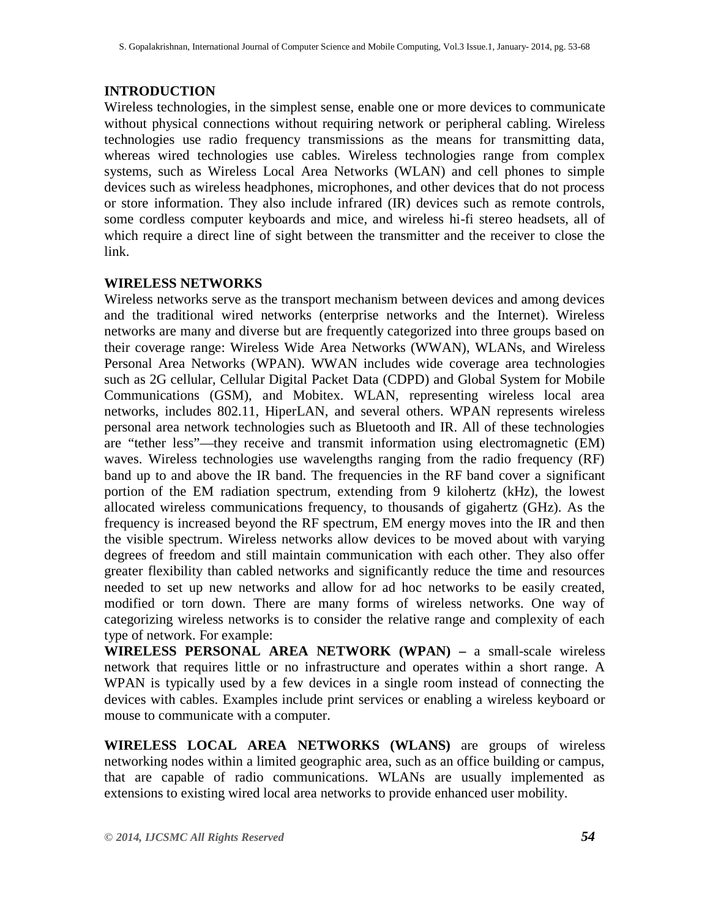## INTRODUCTION

Wireless technologies, in the simplest sense, enable one or more devices to communicate without physical connections without requiring network or peripheral cabling. Wireless technologies use radio frequency transmissions as the means for transmitting data, whereas wired technologies use cables. Wireless technologies range from complex systems, such as Wireless Local Area Networks (WLAN) and cell phones to simple devices such as wireless headphones, microphones, and other devices that do not process or store information. They also include infrared (IR) devices such as remote controls, some cordless computer keyboards and mice, and wireless hi-fi stereo headsets, all of which require a direct line of sight between the transmitter and the receiver to close the link.

## WIRELESS NETWORKS

Wireless networks serve as the transport mechanism between devices and among devices and the traditional wired networks (enterprise networks and the Internet). Wireless networks are many and diverse but are frequently categorized into three groups based on their coverage range: Wireless Wide Area Networks (WWAN), WLANs, and Wireless Personal Area Networks (WPAN). WWAN includes wide coverage area technologies such as 2G cellular, Cellular Digital Packet Data (CDPD) and Global System for Mobile Communications (GSM), and Mobitex. WLAN, representing wireless local area networks, includes 802.11, HiperLAN, and several others. WPAN represents wireless personal area network technologies such as Bluetooth and IR. All of these technologies are "tether less"—they receive and transmit information using electromagnetic (EM) waves. Wireless technologies use wavelengths ranging from the radio frequency (RF) band up to and above the IR band. The frequencies in the RF band cover a significant portion of the EM radiation spectrum, extending from 9 kilohertz (kHz), the lowest allocated wireless communications frequency, to thousands of gigahertz (GHz). As the frequency is increased beyond the RF spectrum, EM energy moves into the IR and then the visible spectrum. Wireless networks allow devices to be moved about with varying degrees of freedom and still maintain communication with each other. They also offer greater flexibility than cabled networks and significantly reduce the time and resources needed to set up new networks and allow for ad hoc networks to be easily created, modified or torn down. There are many forms of wireless networks. One way of categorizing wireless networks is to consider the relative range and complexity of each type of network. For example:

**WIRELESS PERSONAL AREA NETWORK (WPAN) –** a small-scale wireless network that requires little or no infrastructure and operates within a short range. A WPAN is typically used by a few devices in a single room instead of connecting the devices with cables. Examples include print services or enabling a wireless keyboard or mouse to communicate with a computer.

**WIRELESS LOCAL AREA NETWORKS (WLANS)** are groups of wireless networking nodes within a limited geographic area, such as an office building or campus, that are capable of radio communications. WLANs are usually implemented as extensions to existing wired local area networks to provide enhanced user mobility.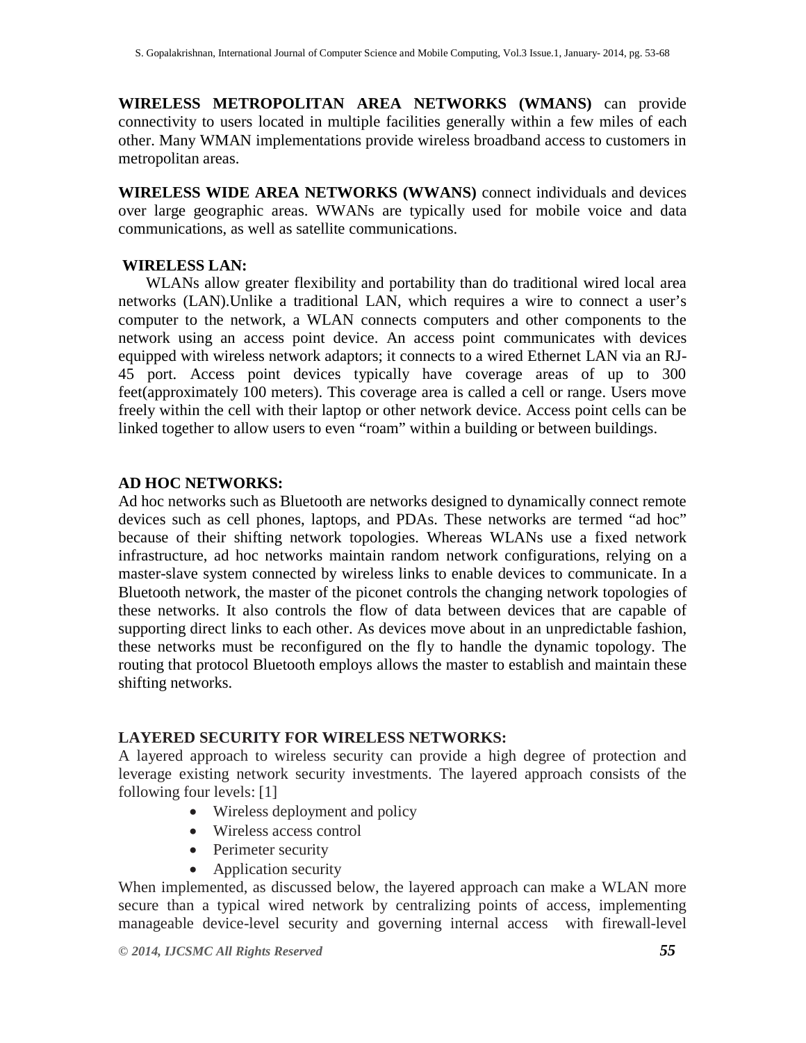**WIRELESS METROPOLITAN AREA NETWORKS (WMANS)** can provide connectivity to users located in multiple facilities generally within a few miles of each other. Many WMAN implementations provide wireless broadband access to customers in metropolitan areas.

**WIRELESS WIDE AREA NETWORKS (WWANS)** connect individuals and devices over large geographic areas. WWANs are typically used for mobile voice and data communications, as well as satellite communications.

## WIRELESS LAN:

WLANs allow greater flexibility and portability than do traditional wired local area networks (LAN).Unlike a traditional LAN, which requires a wire to connect a user's computer to the network, a WLAN connects computers and other components to the network using an access point device. An access point communicates with devices equipped with wireless network adaptors; it connects to a wired Ethernet LAN via an RJ-45 port. Access point devices typically have coverage areas of up to 300 feet(approximately 100 meters). This coverage area is called a cell or range. Users move freely within the cell with their laptop or other network device. Access point cells can be linked together to allow users to even "roam" within a building or between buildings.

## AD HOC NETWORKS:

Ad hoc networks such as Bluetooth are networks designed to dynamically connect remote devices such as cell phones, laptops, and PDAs. These networks are termed "ad hoc" because of their shifting network topologies. Whereas WLANs use a fixed network infrastructure, ad hoc networks maintain random network configurations, relying on a master-slave system connected by wireless links to enable devices to communicate. In a Bluetooth network, the master of the piconet controls the changing network topologies of these networks. It also controls the flow of data between devices that are capable of supporting direct links to each other. As devices move about in an unpredictable fashion, these networks must be reconfigured on the fly to handle the dynamic topology. The routing that protocol Bluetooth employs allows the master to establish and maintain these shifting networks.

## LAYERED SECURITY FOR WIRELESS NETWORKS:

A layered approach to wireless security can provide a high degree of protection and leverage existing network security investments. The layered approach consists of the following four levels: [1]

- Wireless deployment and policy
- Wireless access control
- Perimeter security
- Application security

When implemented, as discussed below, the layered approach can make a WLAN more secure than a typical wired network by centralizing points of access, implementing manageable device-level security and governing internal access with firewall-level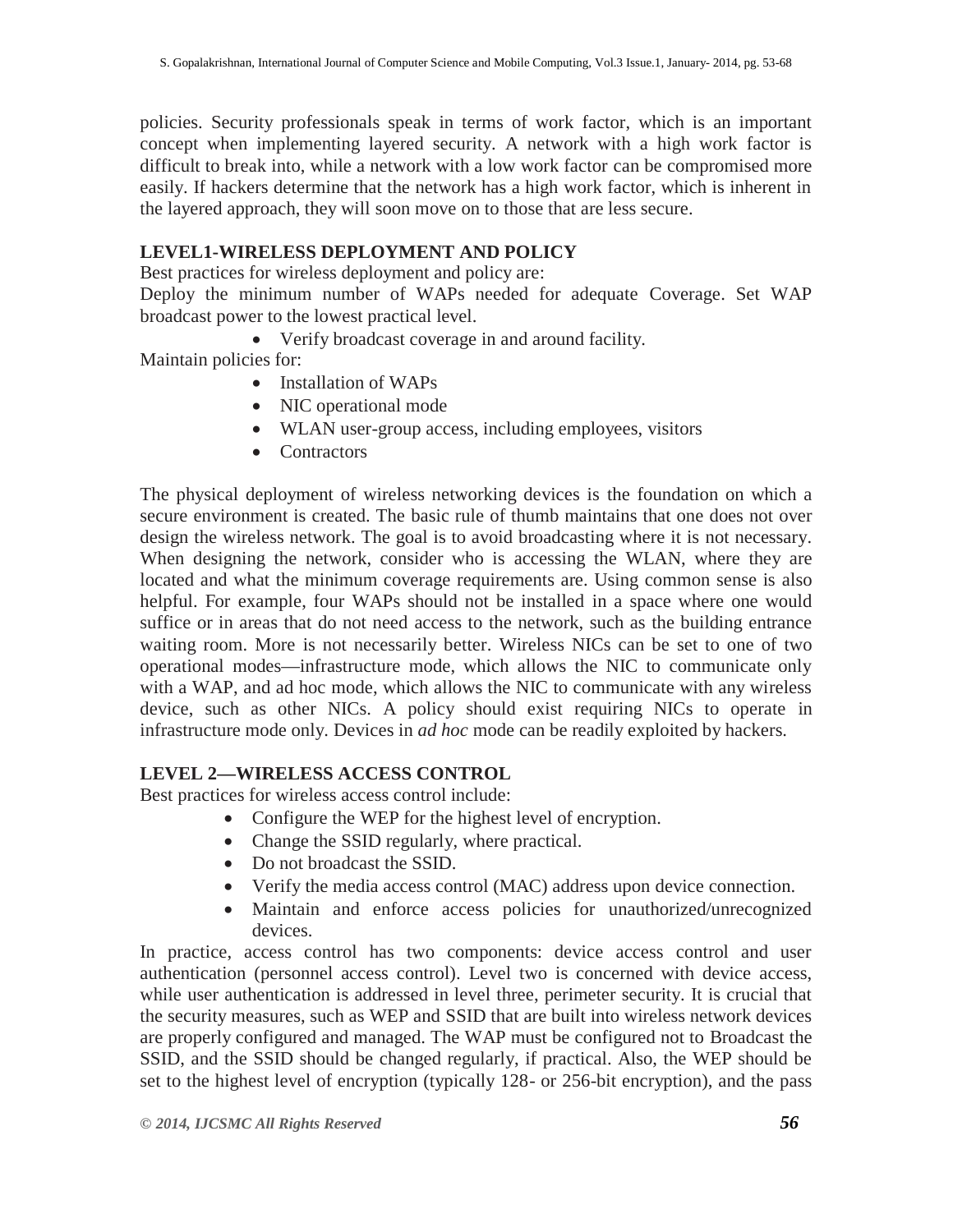policies. Security professionals speak in terms of work factor, which is an important concept when implementing layered security. A network with a high work factor is difficult to break into, while a network with a low work factor can be compromised more easily. If hackers determine that the network has a high work factor, which is inherent in the layered approach, they will soon move on to those that are less secure.

## LEVEL1-WIRELESS DEPLOYMENT AND POLICY

Best practices for wireless deployment and policy are:

Deploy the minimum number of WAPs needed for adequate Coverage. Set WAP broadcast power to the lowest practical level.

- Verify broadcast coverage in and around facility.

Maintain policies for:

- Installation of WAPs
- NIC operational mode
- WLAN user-group access, including employees, visitors
- Contractors

The physical deployment of wireless networking devices is the foundation on which a secure environment is created. The basic rule of thumb maintains that one does not over design the wireless network. The goal is to avoid broadcasting where it is not necessary. When designing the network, consider who is accessing the WLAN, where they are located and what the minimum coverage requirements are. Using common sense is also helpful. For example, four WAPs should not be installed in a space where one would suffice or in areas that do not need access to the network, such as the building entrance waiting room. More is not necessarily better. Wireless NICs can be set to one of two operational modes—infrastructure mode, which allows the NIC to communicate only with a WAP, and ad hoc mode, which allows the NIC to communicate with any wireless device, such as other NICs. A policy should exist requiring NICs to operate in infrastructure mode only. Devices in *ad hoc* mode can be readily exploited by hackers.

## LEVEL 2—WIRELESS ACCESS CONTROL

Best practices for wireless access control include:

- Configure the WEP for the highest level of encryption.
- Change the SSID regularly, where practical.
- Do not broadcast the SSID.
- Verify the media access control (MAC) address upon device connection.
- Maintain and enforce access policies for unauthorized/unrecognized devices.

In practice, access control has two components: device access control and user authentication (personnel access control). Level two is concerned with device access, while user authentication is addressed in level three, perimeter security. It is crucial that the security measures, such as WEP and SSID that are built into wireless network devices are properly configured and managed. The WAP must be configured not to Broadcast the SSID, and the SSID should be changed regularly, if practical. Also, the WEP should be set to the highest level of encryption (typically 128- or 256-bit encryption), and the pass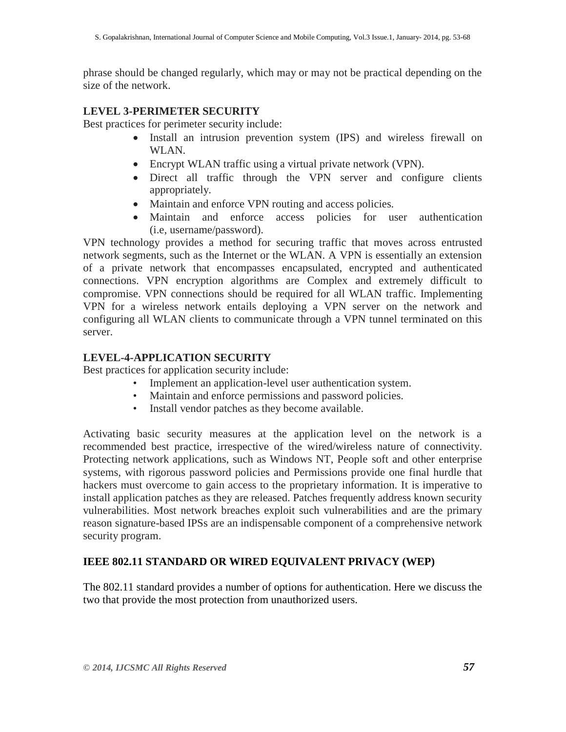phrase should be changed regularly, which may or may not be practical depending on the size of the network.

**LEVEL 3-PERIMETER SECURITY**

Best practices for perimeter security include:

- Install an intrusion prevention system (IPS) and wireless firewall on WLAN.
- Encrypt WLAN traffic using a virtual private network (VPN).
- Direct all traffic through the VPN server and configure clients appropriately.
- Maintain and enforce VPN routing and access policies.
- Maintain and enforce access policies for user authentication (i.e, username/password).

VPN technology provides a method for securing traffic that moves across entrusted network segments, such as the Internet or the WLAN. A VPN is essentially an extension of a private network that encompasses encapsulated, encrypted and authenticated connections. VPN encryption algorithms are Complex and extremely difficult to compromise. VPN connections should be required for all WLAN traffic. Implementing VPN for a wireless network entails deploying a VPN server on the network and configuring all WLAN clients to communicate through a VPN tunnel terminated on this server.

**LEVEL-4-APPLICATION SECURITY**

Best practices for application security include:

- Implement an application-level user authentication system.
- Maintain and enforce permissions and password policies.
- Install vendor patches as they become available.

Activating basic security measures at the application level on the network is a recommended best practice, irrespective of the wired/wireless nature of connectivity. Protecting network applications, such as Windows NT, People soft and other enterprise systems, with rigorous password policies and Permissions provide one final hurdle that hackers must overcome to gain access to the proprietary information. It is imperative to install application patches as they are released. Patches frequently address known security vulnerabilities. Most network breaches exploit such vulnerabilities and are the primary reason signature-based IPSs are an indispensable component of a comprehensive network security program.

**IEEE 802.11 STANDARD OR WIRED EQUIVALENT PRIVACY (WEP)**

The 802.11 standard provides a number of options for authentication. Here we discuss the two that provide the most protection from unauthorized users.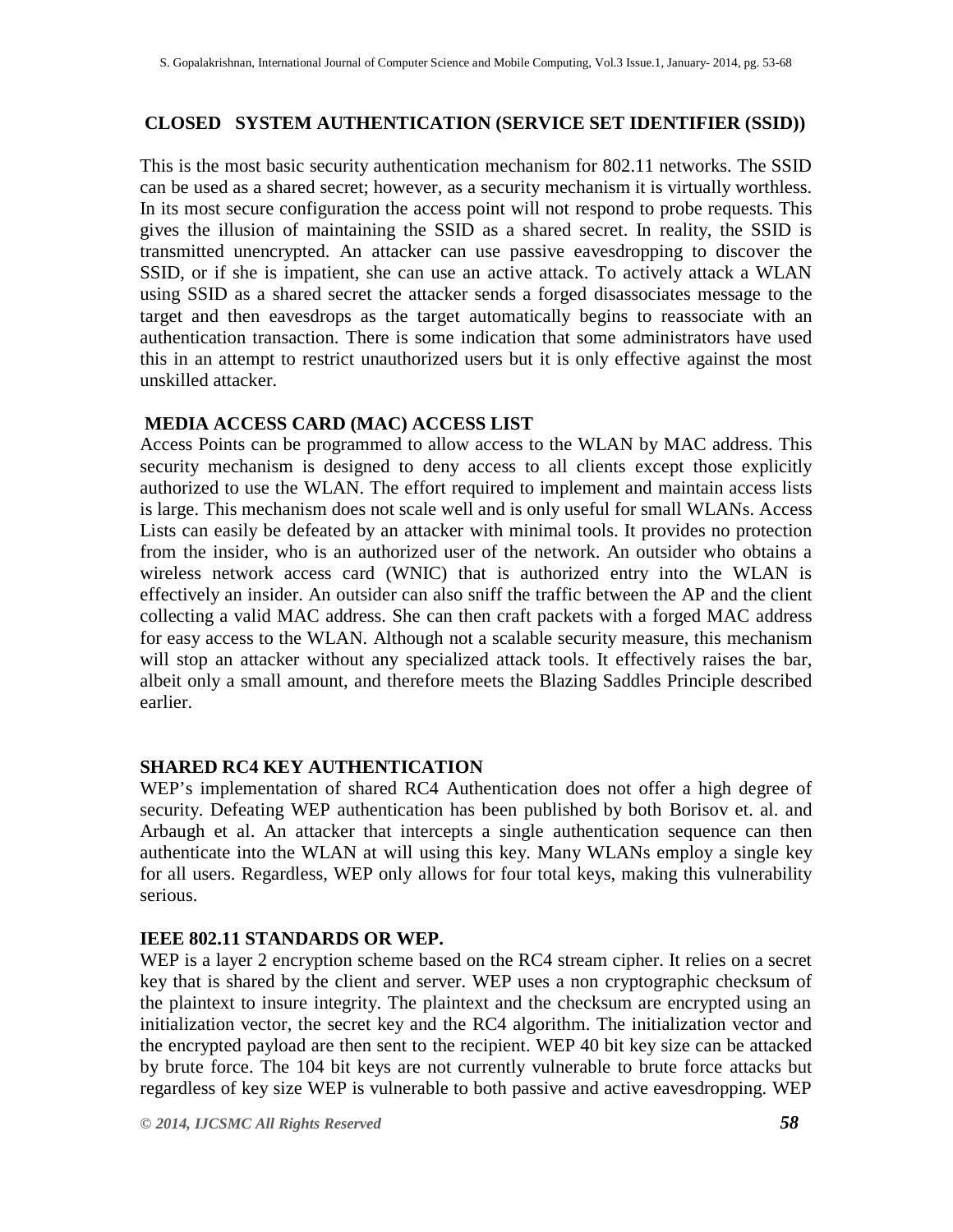## CLOSED SYSTEM AUTHENTICATION (SERVICE SET IDENTIFIER (SSID))

This is the most basic security authentication mechanism for 802.11 networks. The SSID can be used as a shared secret; however, as a security mechanism it is virtually worthless. In its most secure configuration the access point will not respond to probe requests. This gives the illusion of maintaining the SSID as a shared secret. In reality, the SSID is transmitted unencrypted. An attacker can use passive eavesdropping to discover the SSID, or if she is impatient, she can use an active attack. To actively attack a WLAN using SSID as a shared secret the attacker sends a forged disassociates message to the target and then eavesdrops as the target automatically begins to reassociate with an authentication transaction. There is some indication that some administrators have used this in an attempt to restrict unauthorized users but it is only effective against the most unskilled attacker.

## MEDIA ACCESS CARD (MAC) ACCESS LIST

Access Points can be programmed to allow access to the WLAN by MAC address. This security mechanism is designed to deny access to all clients except those explicitly authorized to use the WLAN. The effort required to implement and maintain access lists is large. This mechanism does not scale well and is only useful for small WLANs. Access Lists can easily be defeated by an attacker with minimal tools. It provides no protection from the insider, who is an authorized user of the network. An outsider who obtains a wireless network access card (WNIC) that is authorized entry into the WLAN is effectively an insider. An outsider can also sniff the traffic between the AP and the client collecting a valid MAC address. She can then craft packets with a forged MAC address for easy access to the WLAN. Although not a scalable security measure, this mechanism will stop an attacker without any specialized attack tools. It effectively raises the bar, albeit only a small amount, and therefore meets the Blazing Saddles Principle described earlier.

## SHARED RC4 KEY AUTHENTICATION

WEP's implementation of shared RC4 Authentication does not offer a high degree of security. Defeating WEP authentication has been published by both Borisov et. al. and Arbaugh et al. An attacker that intercepts a single authentication sequence can then authenticate into the WLAN at will using this key. Many WLANs employ a single key for all users. Regardless, WEP only allows for four total keys, making this vulnerability serious.

## IEEE 802.11 STANDARDS OR WEP.

WEP is a layer 2 encryption scheme based on the RC4 stream cipher. It relies on a secret key that is shared by the client and server. WEP uses a non cryptographic checksum of the plaintext to insure integrity. The plaintext and the checksum are encrypted using an initialization vector, the secret key and the RC4 algorithm. The initialization vector and the encrypted payload are then sent to the recipient. WEP 40 bit key size can be attacked by brute force. The 104 bit keys are not currently vulnerable to brute force attacks but regardless of key size WEP is vulnerable to both passive and active eavesdropping. WEP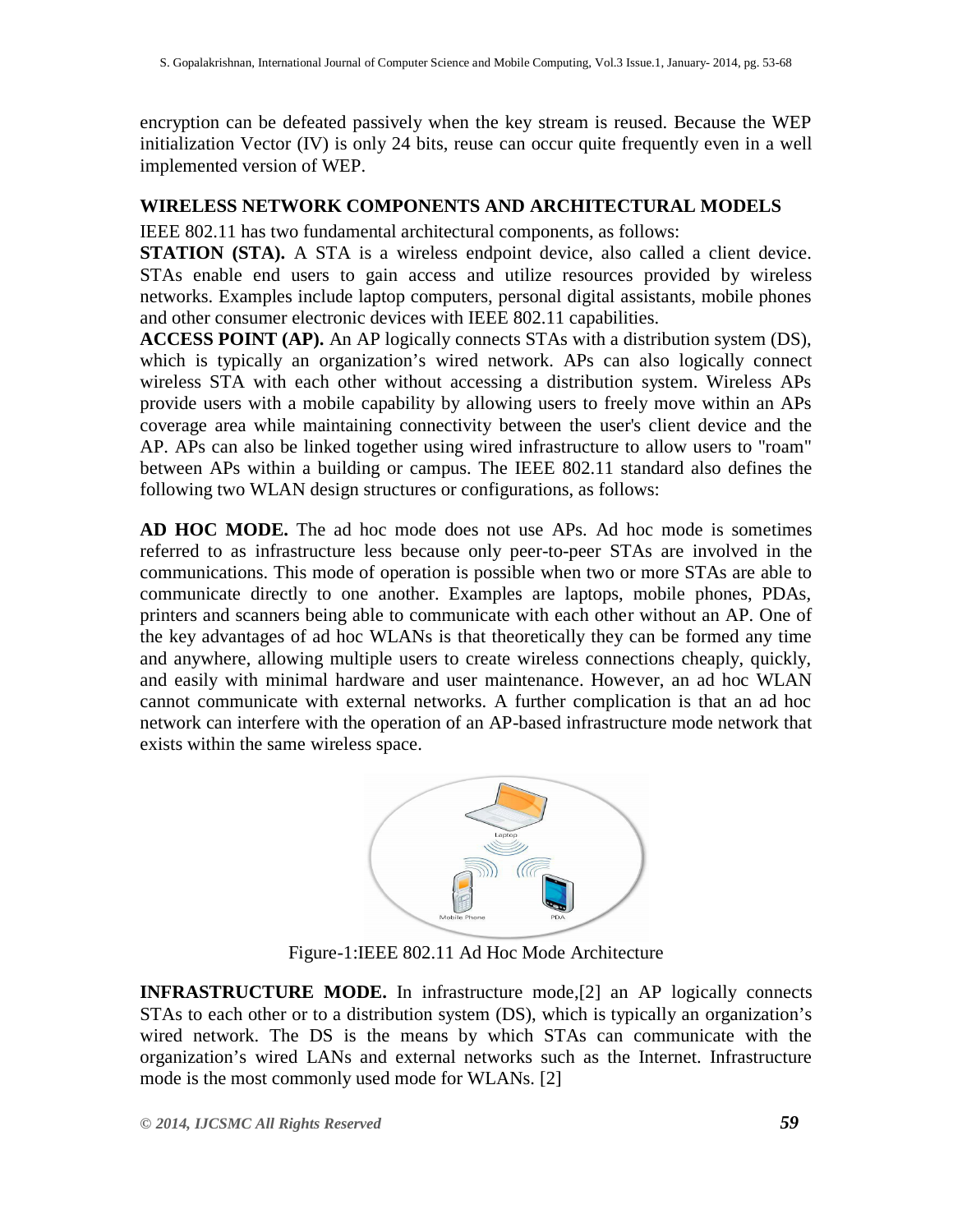encryption can be defeated passively when the key stream is reused. Because the WEP initialization Vector (IV) is only 24 bits, reuse can occur quite frequently even in a well implemented version of WEP.

## WIRELESS NETWORK COMPONENTS AND ARCHITECTURAL MODELS

IEEE 802.11 has two fundamental architectural components, as follows:

**STATION (STA).** A STA is a wireless endpoint device, also called a client device. STAs enable end users to gain access and utilize resources provided by wireless networks. Examples include laptop computers, personal digital assistants, mobile phones and other consumer electronic devices with IEEE 802.11 capabilities.

**ACCESS POINT (AP).** An AP logically connects STAs with a distribution system (DS), which is typically an organization's wired network. APs can also logically connect wireless STA with each other without accessing a distribution system. Wireless APs provide users with a mobile capability by allowing users to freely move within an APs coverage area while maintaining connectivity between the user's client device and the AP. APs can also be linked together using wired infrastructure to allow users to "roam" between APs within a building or campus. The IEEE 802.11 standard also defines the following two WLAN design structures or configurations, as follows:

**AD HOC MODE.** The ad hoc mode does not use APs. Ad hoc mode is sometimes referred to as infrastructure less because only peer-to-peer STAs are involved in the communications. This mode of operation is possible when two or more STAs are able to communicate directly to one another. Examples are laptops, mobile phones, PDAs, printers and scanners being able to communicate with each other without an AP. One of the key advantages of ad hoc WLANs is that theoretically they can be formed any time and anywhere, allowing multiple users to create wireless connections cheaply, quickly, and easily with minimal hardware and user maintenance. However, an ad hoc WLAN cannot communicate with external networks. A further complication is that an ad hoc network can interfere with the operation of an AP-based infrastructure mode network that exists within the same wireless space.

Figure-1:IEEE 802.11 Ad Hoc Mode Architecture

**INFRASTRUCTURE MODE.** In infrastructure mode,[2] an AP logically connects STAs to each other or to a distribution system (DS), which is typically an organization's wired network. The DS is the means by which STAs can communicate with the organization's wired LANs and external networks such as the Internet. Infrastructure mode is the most commonly used mode for WLANs. [2]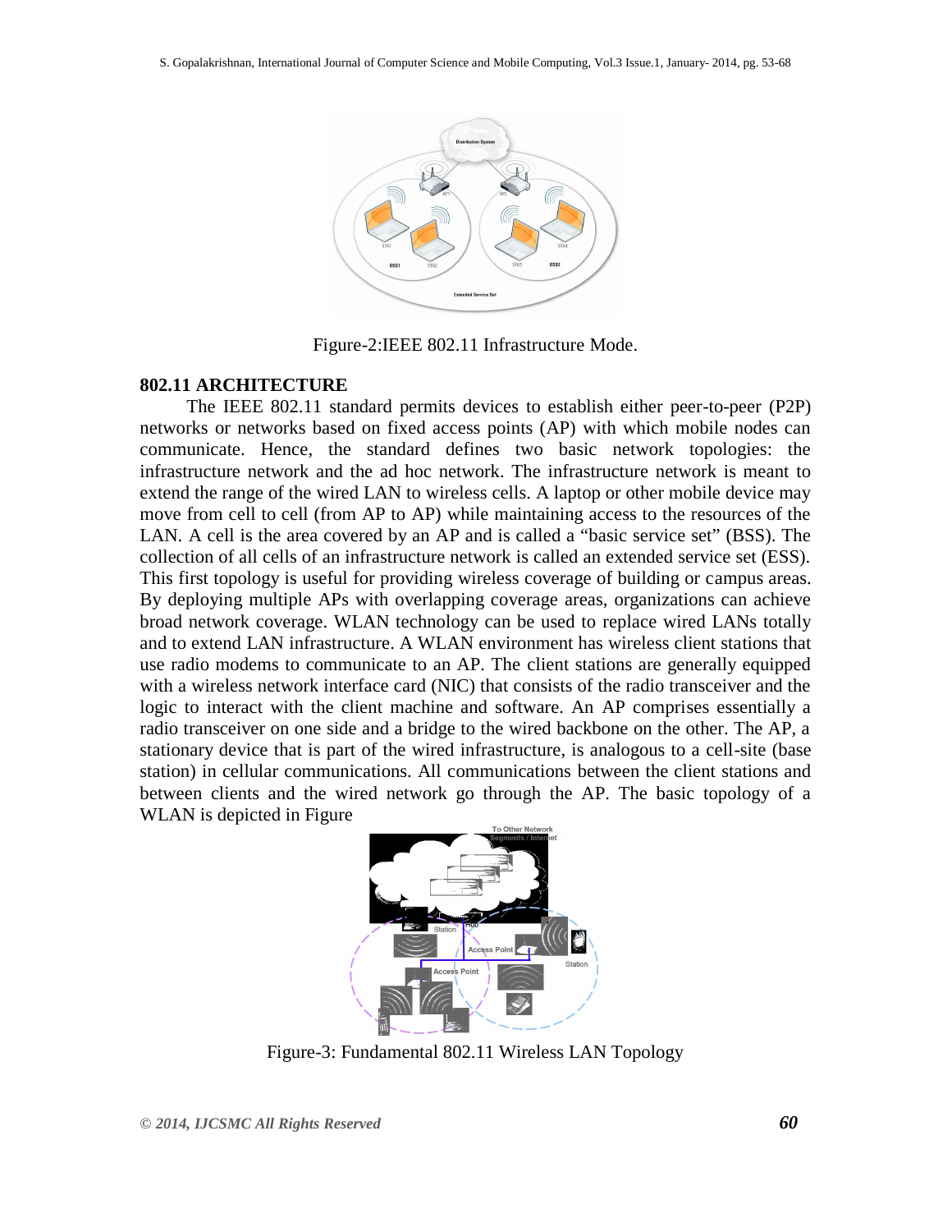Figure-2:IEEE 802.11 Infrastructure Mode.

**802.11 ARCHITECTURE**

The IEEE 802.11 standard permits devices to establish either peer-to-peer (P2P) networks or networks based on fixed access points (AP) with which mobile nodes can communicate. Hence, the standard defines two basic network topologies: the infrastructure network and the ad hoc network. The infrastructure network is meant to extend the range of the wired LAN to wireless cells. A laptop or other mobile device may move from cell to cell (from AP to AP) while maintaining access to the resources of the LAN. A cell is the area covered by an AP and is called a "basic service set" (BSS). The collection of all cells of an infrastructure network is called an extended service set (ESS). This first topology is useful for providing wireless coverage of building or campus areas. By deploying multiple APs with overlapping coverage areas, organizations can achieve broad network coverage. WLAN technology can be used to replace wired LANs totally and to extend LAN infrastructure. A WLAN environment has wireless client stations that use radio modems to communicate to an AP. The client stations are generally equipped with a wireless network interface card (NIC) that consists of the radio transceiver and the logic to interact with the client machine and software. An AP comprises essentially a radio transceiver on one side and a bridge to the wired backbone on the other. The AP, a stationary device that is part of the wired infrastructure, is analogous to a cell-site (base station) in cellular communications. All communications between the client stations and between clients and the wired network go through the AP. The basic topology of a WLAN is depicted in Figure

Figure-3: Fundamental 802.11 Wireless LAN Topology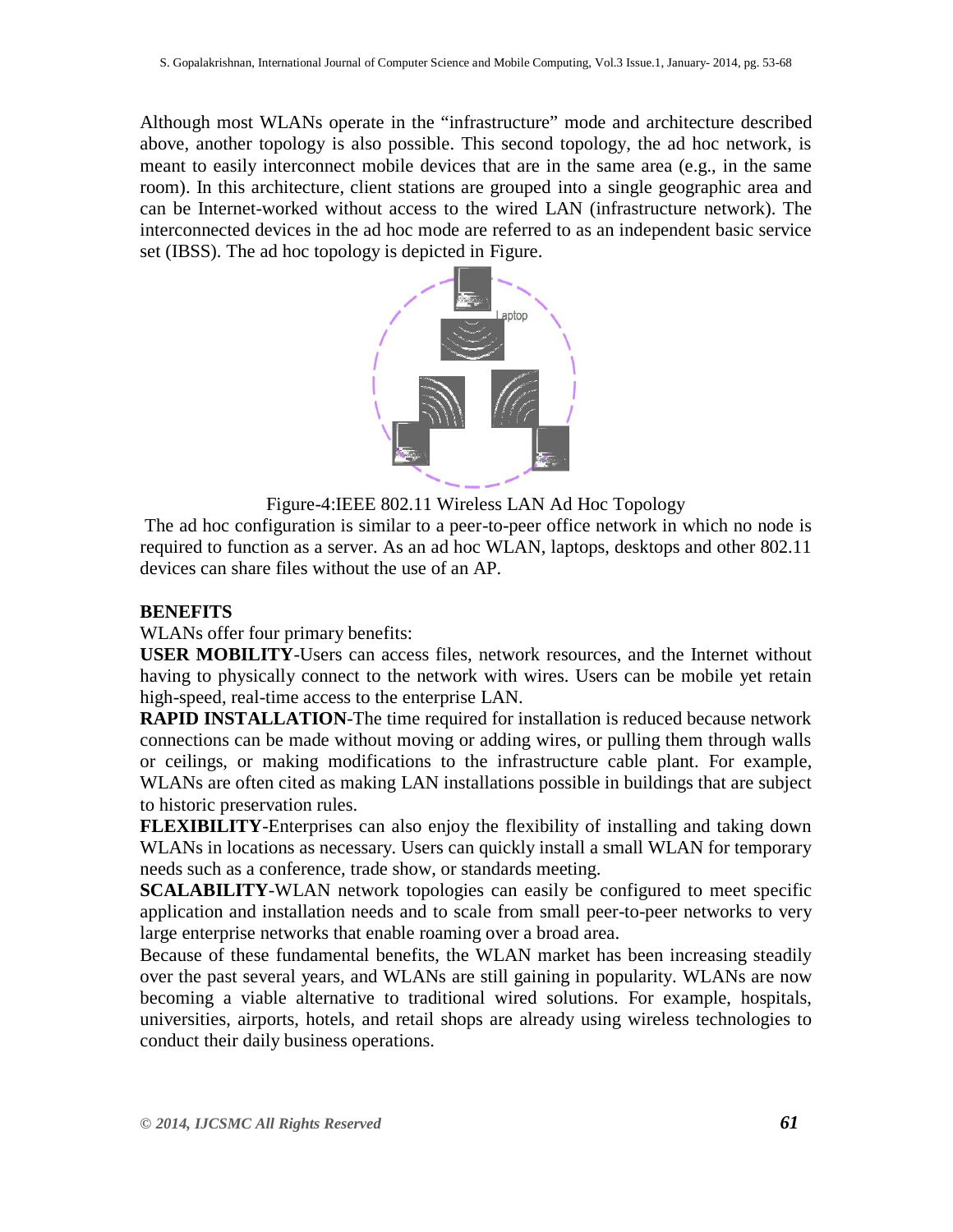Although most WLANs operate in the "infrastructure" mode and architecture described above, another topology is also possible. This second topology, the ad hoc network, is meant to easily interconnect mobile devices that are in the same area (e.g., in the same room). In this architecture, client stations are grouped into a single geographic area and can be Internet-worked without access to the wired LAN (infrastructure network). The interconnected devices in the ad hoc mode are referred to as an independent basic service set (IBSS). The ad hoc topology is depicted in Figure.

Figure-4:IEEE 802.11 Wireless LAN Ad Hoc Topology

The ad hoc configuration is similar to a peer-to-peer office network in which no node is required to function as a server. As an ad hoc WLAN, laptops, desktops and other 802.11 devices can share files without the use of an AP.

**BENEFITS**

WLANs offer four primary benefits:

**USER MOBILITY**-Users can access files, network resources, and the Internet without having to physically connect to the network with wires. Users can be mobile yet retain high-speed, real-time access to the enterprise LAN.

**RAPID INSTALLATION**-The time required for installation is reduced because network connections can be made without moving or adding wires, or pulling them through walls or ceilings, or making modifications to the infrastructure cable plant. For example, WLANs are often cited as making LAN installations possible in buildings that are subject to historic preservation rules.

**FLEXIBILITY**-Enterprises can also enjoy the flexibility of installing and taking down WLANs in locations as necessary. Users can quickly install a small WLAN for temporary needs such as a conference, trade show, or standards meeting.

**SCALABILITY**-WLAN network topologies can easily be configured to meet specific application and installation needs and to scale from small peer-to-peer networks to very large enterprise networks that enable roaming over a broad area.

Because of these fundamental benefits, the WLAN market has been increasing steadily over the past several years, and WLANs are still gaining in popularity. WLANs are now becoming a viable alternative to traditional wired solutions. For example, hospitals, universities, airports, hotels, and retail shops are already using wireless technologies to conduct their daily business operations.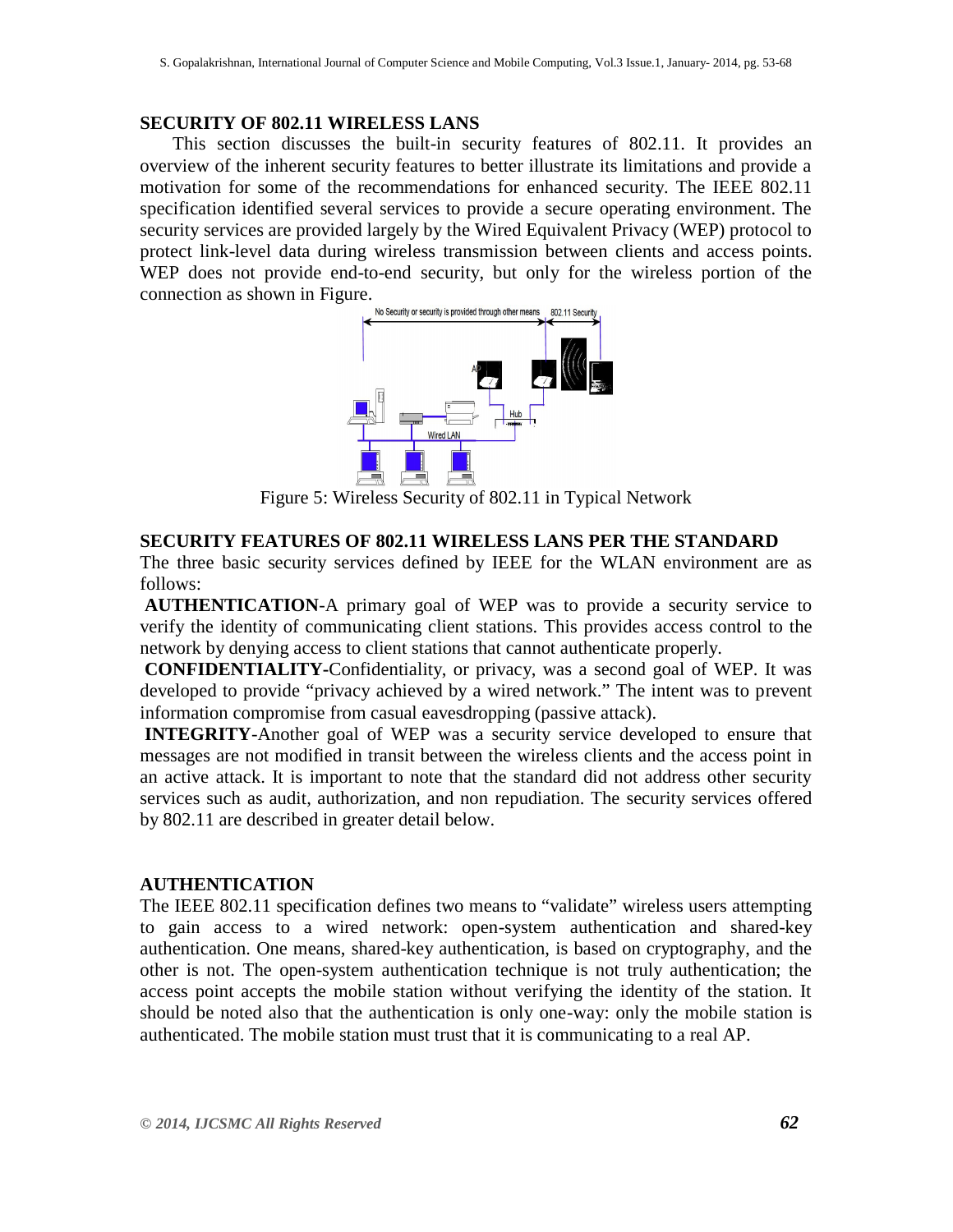## SECURITY OF 802.11 WIRELESS LANS

This section discusses the built-in security features of 802.11. It provides an overview of the inherent security features to better illustrate its limitations and provide a motivation for some of the recommendations for enhanced security. The IEEE 802.11 specification identified several services to provide a secure operating environment. The security services are provided largely by the Wired Equivalent Privacy (WEP) protocol to protect link-level data during wireless transmission between clients and access points. WEP does not provide end-to-end security, but only for the wireless portion of the connection as shown in Figure.

Figure 5: Wireless Security of 802.11 in Typical Network

## SECURITY FEATURES OF 802.11 WIRELESS LANS PER THE STANDARD

The three basic security services defined by IEEE for the WLAN environment are as follows:

**AUTHENTICATION**-A primary goal of WEP was to provide a security service to verify the identity of communicating client stations. This provides access control to the network by denying access to client stations that cannot authenticate properly.

**CONFIDENTIALITY-**Confidentiality, or privacy, was a second goal of WEP. It was developed to provide "privacy achieved by a wired network." The intent was to prevent information compromise from casual eavesdropping (passive attack).

**INTEGRITY**-Another goal of WEP was a security service developed to ensure that messages are not modified in transit between the wireless clients and the access point in an active attack. It is important to note that the standard did not address other security services such as audit, authorization, and non repudiation. The security services offered by 802.11 are described in greater detail below.

## AUTHENTICATION

The IEEE 802.11 specification defines two means to "validate" wireless users attempting to gain access to a wired network: open-system authentication and shared-key authentication. One means, shared-key authentication, is based on cryptography, and the other is not. The open-system authentication technique is not truly authentication; the access point accepts the mobile station without verifying the identity of the station. It should be noted also that the authentication is only one-way: only the mobile station is authenticated. The mobile station must trust that it is communicating to a real AP.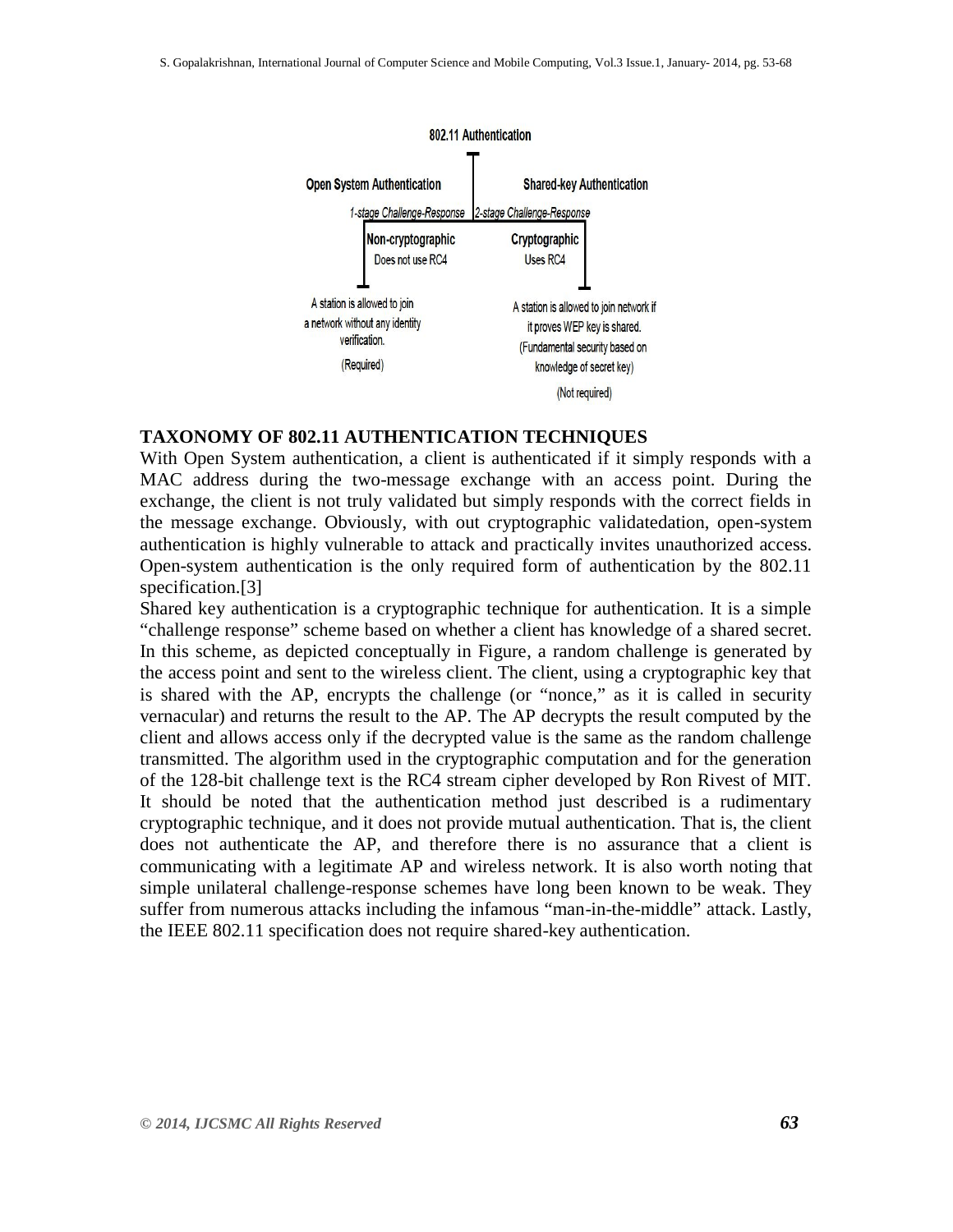**802.11 Authentication**

| Open System Authentication | Shared-key Authentication |
| --- | --- |
| *1-stage Challenge-Response* | *2-stage Challenge-Response* |
| **Non-cryptographic** Does not use RC4 | **Cryptographic** Uses RC4 |
| A station is allowed to join a network without any identity verification. (Required) | A station is allowed to join network if it proves WEP key is shared. (Fundamental security based on knowledge of secret key) (Not required) |

## TAXONOMY OF 802.11 AUTHENTICATION TECHNIQUES

With Open System authentication, a client is authenticated if it simply responds with a MAC address during the two-message exchange with an access point. During the exchange, the client is not truly validated but simply responds with the correct fields in the message exchange. Obviously, with out cryptographic validatedation, open-system authentication is highly vulnerable to attack and practically invites unauthorized access. Open-system authentication is the only required form of authentication by the 802.11 specification.[3]

Shared key authentication is a cryptographic technique for authentication. It is a simple "challenge response" scheme based on whether a client has knowledge of a shared secret. In this scheme, as depicted conceptually in Figure, a random challenge is generated by the access point and sent to the wireless client. The client, using a cryptographic key that is shared with the AP, encrypts the challenge (or "nonce," as it is called in security vernacular) and returns the result to the AP. The AP decrypts the result computed by the client and allows access only if the decrypted value is the same as the random challenge transmitted. The algorithm used in the cryptographic computation and for the generation of the 128-bit challenge text is the RC4 stream cipher developed by Ron Rivest of MIT. It should be noted that the authentication method just described is a rudimentary cryptographic technique, and it does not provide mutual authentication. That is, the client does not authenticate the AP, and therefore there is no assurance that a client is communicating with a legitimate AP and wireless network. It is also worth noting that simple unilateral challenge-response schemes have long been known to be weak. They suffer from numerous attacks including the infamous "man-in-the-middle" attack. Lastly, the IEEE 802.11 specification does not require shared-key authentication.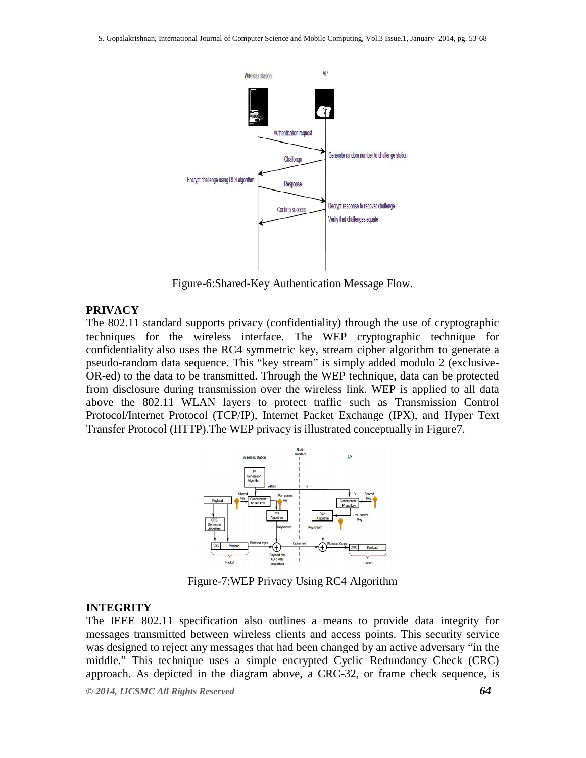Figure-6:Shared-Key Authentication Message Flow.

**PRIVACY**

The 802.11 standard supports privacy (confidentiality) through the use of cryptographic techniques for the wireless interface. The WEP cryptographic technique for confidentiality also uses the RC4 symmetric key, stream cipher algorithm to generate a pseudo-random data sequence. This "key stream" is simply added modulo 2 (exclusive-OR-ed) to the data to be transmitted. Through the WEP technique, data can be protected from disclosure during transmission over the wireless link. WEP is applied to all data above the 802.11 WLAN layers to protect traffic such as Transmission Control Protocol/Internet Protocol (TCP/IP), Internet Packet Exchange (IPX), and Hyper Text Transfer Protocol (HTTP).The WEP privacy is illustrated conceptually in Figure7.

Figure-7:WEP Privacy Using RC4 Algorithm

**INTEGRITY**

The IEEE 802.11 specification also outlines a means to provide data integrity for messages transmitted between wireless clients and access points. This security service was designed to reject any messages that had been changed by an active adversary "in the middle." This technique uses a simple encrypted Cyclic Redundancy Check (CRC) approach. As depicted in the diagram above, a CRC-32, or frame check sequence, is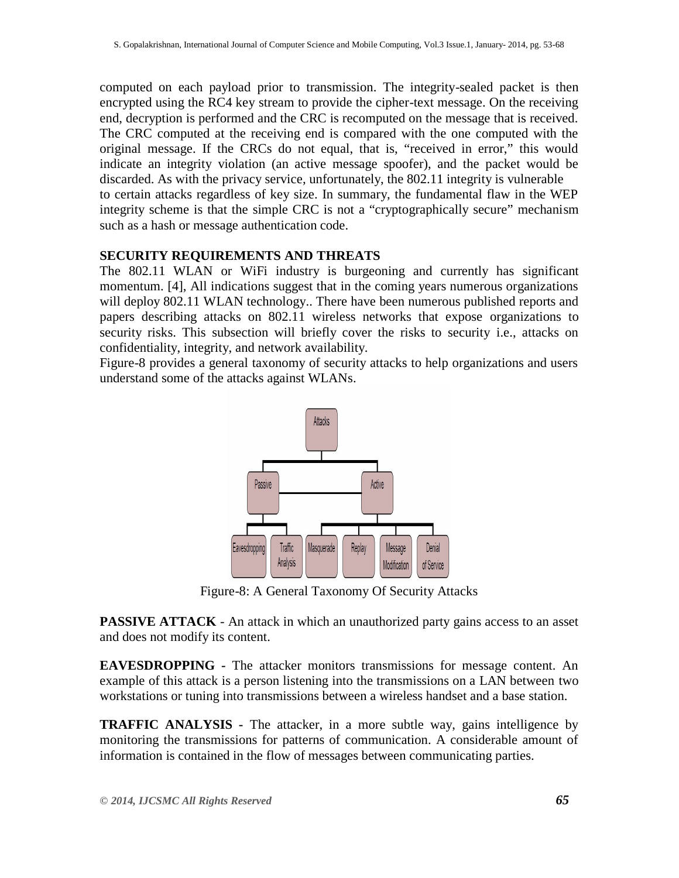computed on each payload prior to transmission. The integrity-sealed packet is then encrypted using the RC4 key stream to provide the cipher-text message. On the receiving end, decryption is performed and the CRC is recomputed on the message that is received. The CRC computed at the receiving end is compared with the one computed with the original message. If the CRCs do not equal, that is, "received in error," this would indicate an integrity violation (an active message spoofer), and the packet would be discarded. As with the privacy service, unfortunately, the 802.11 integrity is vulnerable to certain attacks regardless of key size. In summary, the fundamental flaw in the WEP integrity scheme is that the simple CRC is not a "cryptographically secure" mechanism such as a hash or message authentication code.

## SECURITY REQUIREMENTS AND THREATS

The 802.11 WLAN or WiFi industry is burgeoning and currently has significant momentum. [4], All indications suggest that in the coming years numerous organizations will deploy 802.11 WLAN technology.. There have been numerous published reports and papers describing attacks on 802.11 wireless networks that expose organizations to security risks. This subsection will briefly cover the risks to security i.e., attacks on confidentiality, integrity, and network availability.

Figure-8 provides a general taxonomy of security attacks to help organizations and users understand some of the attacks against WLANs.

Figure-8: A General Taxonomy Of Security Attacks

**PASSIVE ATTACK** - An attack in which an unauthorized party gains access to an asset and does not modify its content.

**EAVESDROPPING -** The attacker monitors transmissions for message content. An example of this attack is a person listening into the transmissions on a LAN between two workstations or tuning into transmissions between a wireless handset and a base station.

**TRAFFIC ANALYSIS -** The attacker, in a more subtle way, gains intelligence by monitoring the transmissions for patterns of communication. A considerable amount of information is contained in the flow of messages between communicating parties.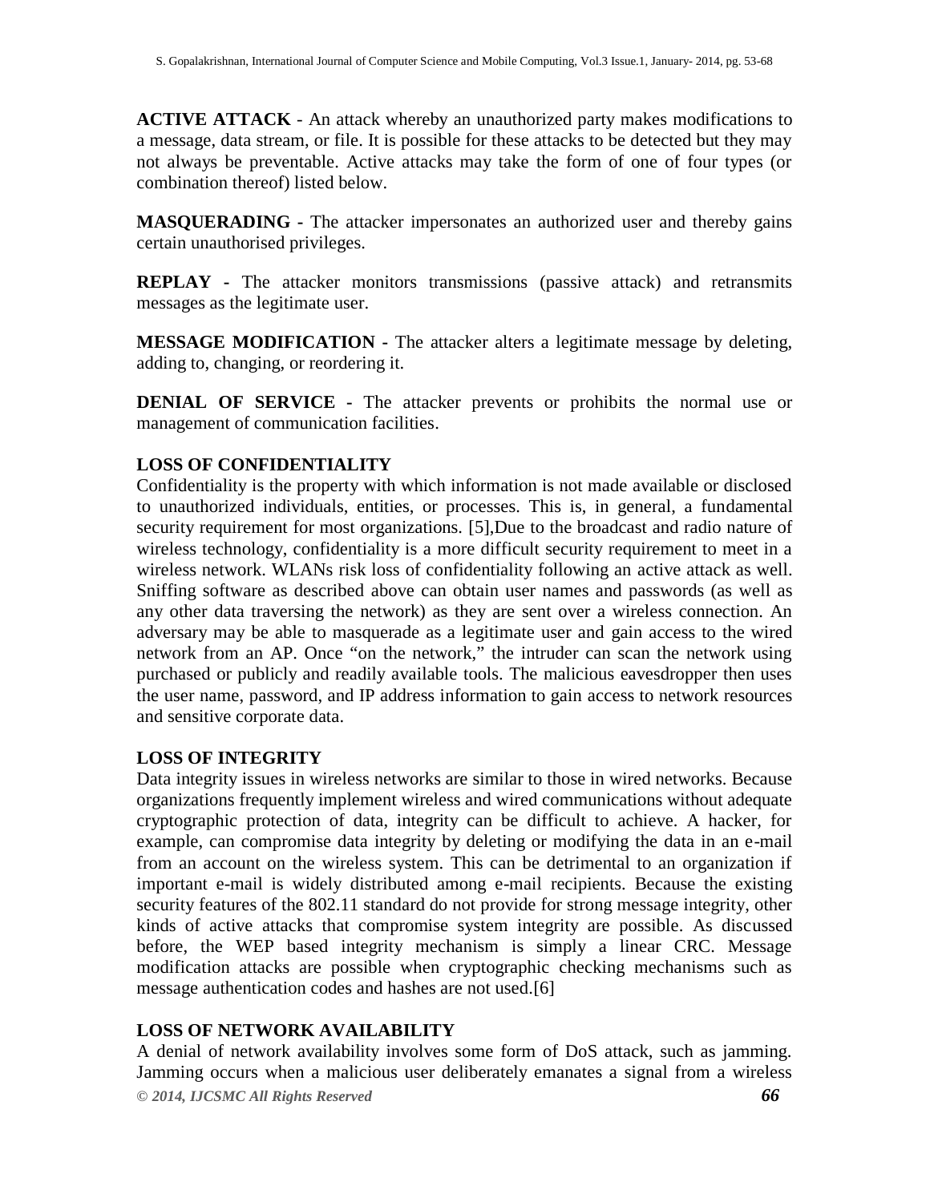**ACTIVE ATTACK** - An attack whereby an unauthorized party makes modifications to a message, data stream, or file. It is possible for these attacks to be detected but they may not always be preventable. Active attacks may take the form of one of four types (or combination thereof) listed below.

**MASQUERADING -** The attacker impersonates an authorized user and thereby gains certain unauthorised privileges.

**REPLAY -** The attacker monitors transmissions (passive attack) and retransmits messages as the legitimate user.

**MESSAGE MODIFICATION -** The attacker alters a legitimate message by deleting, adding to, changing, or reordering it.

**DENIAL OF SERVICE -** The attacker prevents or prohibits the normal use or management of communication facilities.

### LOSS OF CONFIDENTIALITY

Confidentiality is the property with which information is not made available or disclosed to unauthorized individuals, entities, or processes. This is, in general, a fundamental security requirement for most organizations. [5],Due to the broadcast and radio nature of wireless technology, confidentiality is a more difficult security requirement to meet in a wireless network. WLANs risk loss of confidentiality following an active attack as well. Sniffing software as described above can obtain user names and passwords (as well as any other data traversing the network) as they are sent over a wireless connection. An adversary may be able to masquerade as a legitimate user and gain access to the wired network from an AP. Once "on the network," the intruder can scan the network using purchased or publicly and readily available tools. The malicious eavesdropper then uses the user name, password, and IP address information to gain access to network resources and sensitive corporate data.

### LOSS OF INTEGRITY

Data integrity issues in wireless networks are similar to those in wired networks. Because organizations frequently implement wireless and wired communications without adequate cryptographic protection of data, integrity can be difficult to achieve. A hacker, for example, can compromise data integrity by deleting or modifying the data in an e-mail from an account on the wireless system. This can be detrimental to an organization if important e-mail is widely distributed among e-mail recipients. Because the existing security features of the 802.11 standard do not provide for strong message integrity, other kinds of active attacks that compromise system integrity are possible. As discussed before, the WEP based integrity mechanism is simply a linear CRC. Message modification attacks are possible when cryptographic checking mechanisms such as message authentication codes and hashes are not used.[6]

### LOSS OF NETWORK AVAILABILITY

A denial of network availability involves some form of DoS attack, such as jamming. Jamming occurs when a malicious user deliberately emanates a signal from a wireless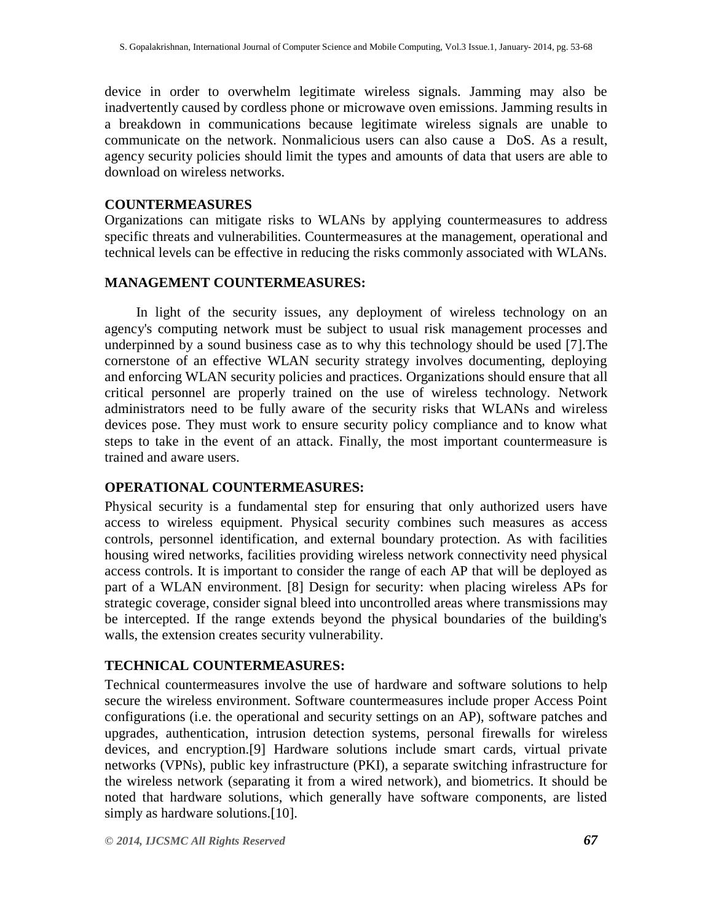device in order to overwhelm legitimate wireless signals. Jamming may also be inadvertently caused by cordless phone or microwave oven emissions. Jamming results in a breakdown in communications because legitimate wireless signals are unable to communicate on the network. Nonmalicious users can also cause a DoS. As a result, agency security policies should limit the types and amounts of data that users are able to download on wireless networks.

## COUNTERMEASURES

Organizations can mitigate risks to WLANs by applying countermeasures to address specific threats and vulnerabilities. Countermeasures at the management, operational and technical levels can be effective in reducing the risks commonly associated with WLANs.

## MANAGEMENT COUNTERMEASURES:

In light of the security issues, any deployment of wireless technology on an agency's computing network must be subject to usual risk management processes and underpinned by a sound business case as to why this technology should be used [7].The cornerstone of an effective WLAN security strategy involves documenting, deploying and enforcing WLAN security policies and practices. Organizations should ensure that all critical personnel are properly trained on the use of wireless technology. Network administrators need to be fully aware of the security risks that WLANs and wireless devices pose. They must work to ensure security policy compliance and to know what steps to take in the event of an attack. Finally, the most important countermeasure is trained and aware users.

## OPERATIONAL COUNTERMEASURES:

Physical security is a fundamental step for ensuring that only authorized users have access to wireless equipment. Physical security combines such measures as access controls, personnel identification, and external boundary protection. As with facilities housing wired networks, facilities providing wireless network connectivity need physical access controls. It is important to consider the range of each AP that will be deployed as part of a WLAN environment. [8] Design for security: when placing wireless APs for strategic coverage, consider signal bleed into uncontrolled areas where transmissions may be intercepted. If the range extends beyond the physical boundaries of the building's walls, the extension creates security vulnerability.

## TECHNICAL COUNTERMEASURES:

Technical countermeasures involve the use of hardware and software solutions to help secure the wireless environment. Software countermeasures include proper Access Point configurations (i.e. the operational and security settings on an AP), software patches and upgrades, authentication, intrusion detection systems, personal firewalls for wireless devices, and encryption.[9] Hardware solutions include smart cards, virtual private networks (VPNs), public key infrastructure (PKI), a separate switching infrastructure for the wireless network (separating it from a wired network), and biometrics. It should be noted that hardware solutions, which generally have software components, are listed simply as hardware solutions.[10].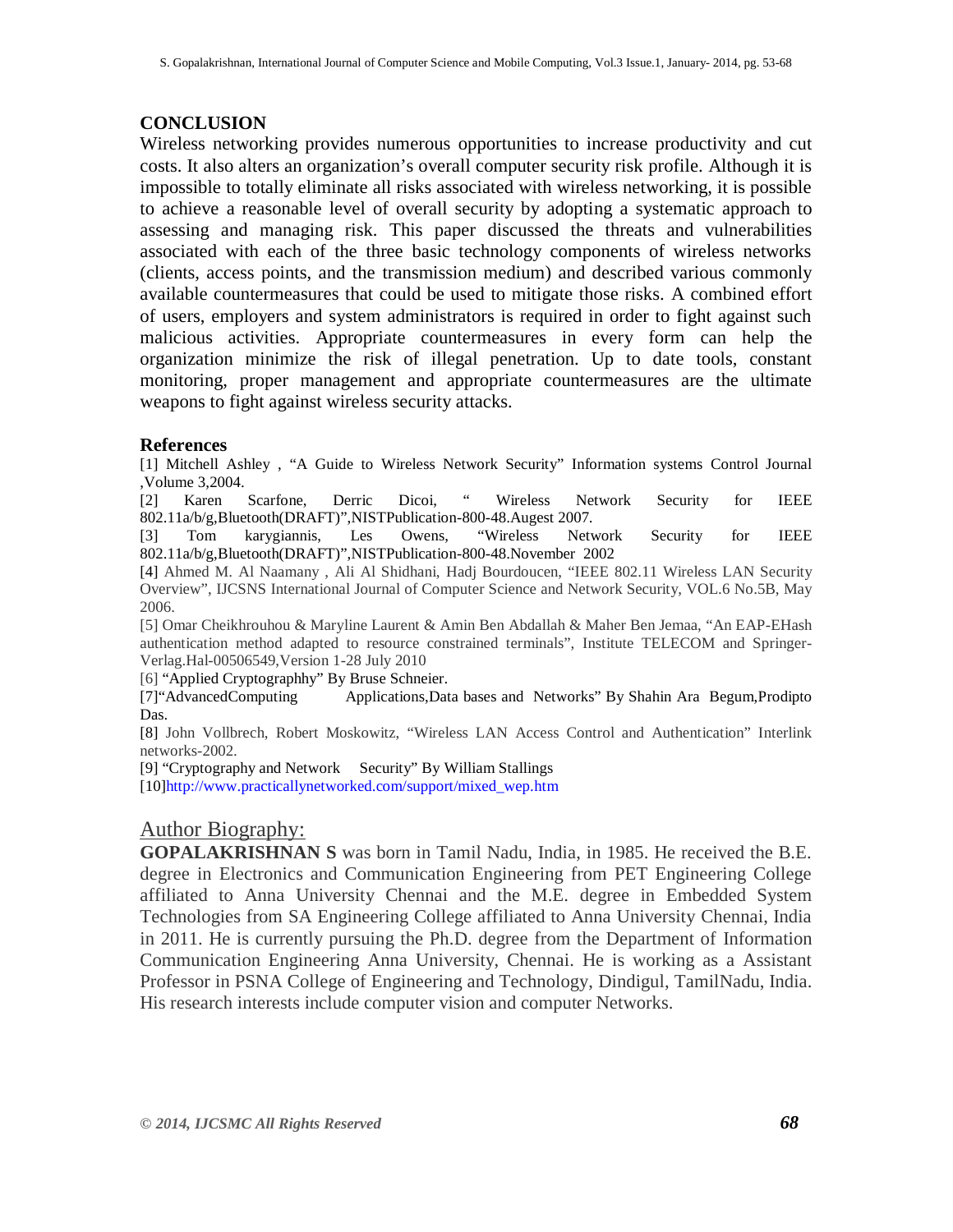## CONCLUSION

Wireless networking provides numerous opportunities to increase productivity and cut costs. It also alters an organization's overall computer security risk profile. Although it is impossible to totally eliminate all risks associated with wireless networking, it is possible to achieve a reasonable level of overall security by adopting a systematic approach to assessing and managing risk. This paper discussed the threats and vulnerabilities associated with each of the three basic technology components of wireless networks (clients, access points, and the transmission medium) and described various commonly available countermeasures that could be used to mitigate those risks. A combined effort of users, employers and system administrators is required in order to fight against such malicious activities. Appropriate countermeasures in every form can help the organization minimize the risk of illegal penetration. Up to date tools, constant monitoring, proper management and appropriate countermeasures are the ultimate weapons to fight against wireless security attacks.

## References

[1] Mitchell Ashley , "A Guide to Wireless Network Security" Information systems Control Journal ,Volume 3,2004.

[2] Karen Scarfone, Derric Dicoi, " Wireless Network Security for IEEE 802.11a/b/g,Bluetooth(DRAFT)",NISTPublication-800-48.Augest 2007.

[3] Tom karygiannis, Les Owens, "Wireless Network Security for IEEE 802.11a/b/g,Bluetooth(DRAFT)",NISTPublication-800-48.November 2002

[4] Ahmed M. Al Naamany , Ali Al Shidhani, Hadj Bourdoucen, "IEEE 802.11 Wireless LAN Security Overview", IJCSNS International Journal of Computer Science and Network Security, VOL.6 No.5B, May 2006.

[5] Omar Cheikhrouhou & Maryline Laurent & Amin Ben Abdallah & Maher Ben Jemaa, "An EAP-EHash authentication method adapted to resource constrained terminals", Institute TELECOM and Springer-Verlag.Hal-00506549,Version 1-28 July 2010

[6] "Applied Cryptographhy" By Bruse Schneier.

[7]"AdvancedComputing Applications,Data bases and Networks" By Shahin Ara Begum,Prodipto Das.

[8] John Vollbrech, Robert Moskowitz, "Wireless LAN Access Control and Authentication" Interlink networks-2002.

[9] "Cryptography and Network Security" By William Stallings

[10]http://www.practicallynetworked.com/support/mixed_wep.htm

## Author Biography:

**GOPALAKRISHNAN S** was born in Tamil Nadu, India, in 1985. He received the B.E. degree in Electronics and Communication Engineering from PET Engineering College affiliated to Anna University Chennai and the M.E. degree in Embedded System Technologies from SA Engineering College affiliated to Anna University Chennai, India in 2011. He is currently pursuing the Ph.D. degree from the Department of Information Communication Engineering Anna University, Chennai. He is working as a Assistant Professor in PSNA College of Engineering and Technology, Dindigul, TamilNadu, India. His research interests include computer vision and computer Networks.